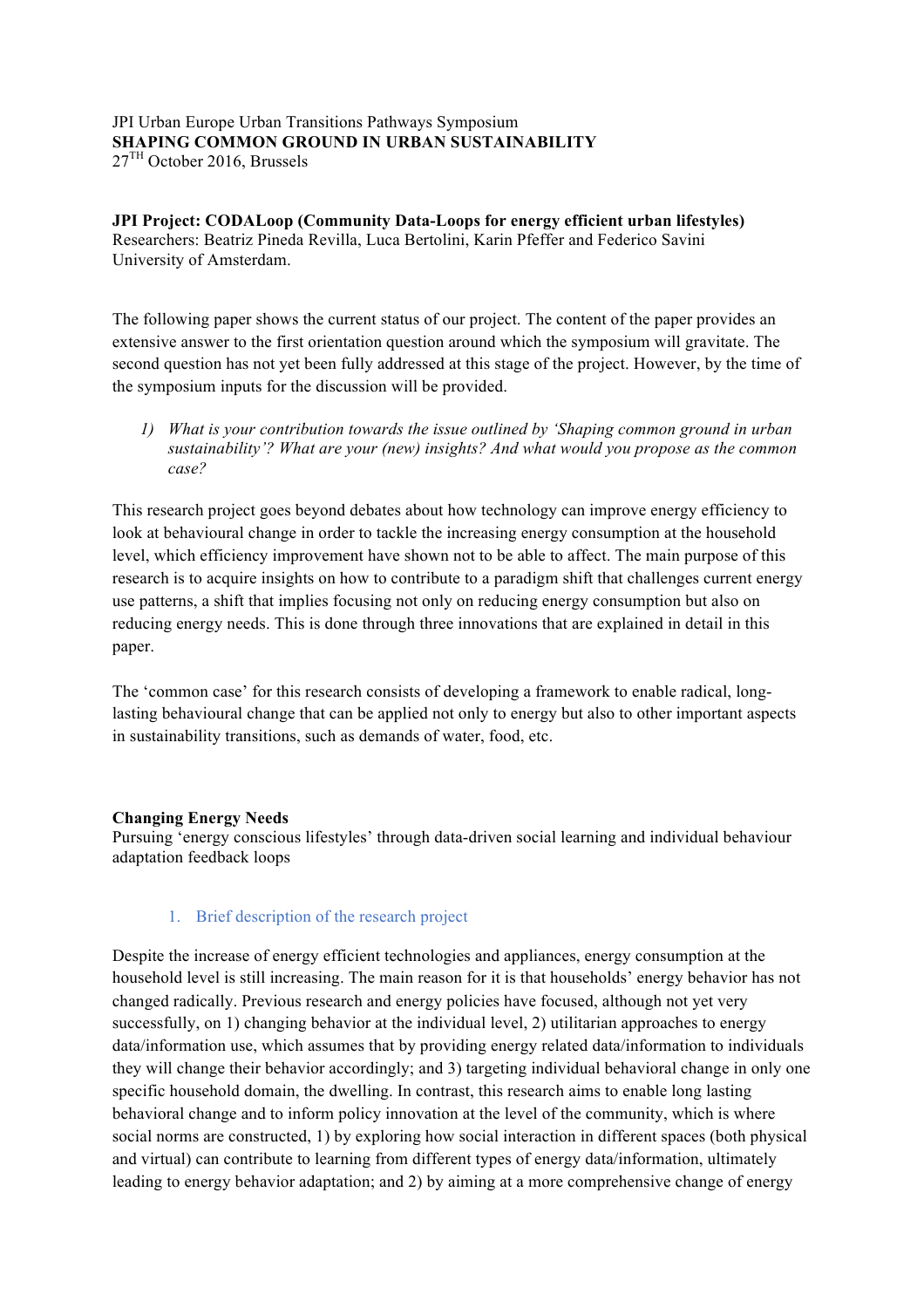JPI Urban Europe Urban Transitions Pathways Symposium
**SHAPING COMMON GROUND IN URBAN SUSTAINABILITY**
27[TH] October 2016, Brussels

**JPI Project: CODALoop (Community Data-Loops for energy efficient urban lifestyles)**
Researchers: Beatriz Pineda Revilla, Luca Bertolini, Karin Pfeffer and Federico Savini
University of Amsterdam.

The following paper shows the current status of our project. The content of the paper provides an extensive answer to the first orientation question around which the symposium will gravitate. The second question has not yet been fully addressed at this stage of the project. However, by the time of the symposium inputs for the discussion will be provided.

1) *What is your contribution towards the issue outlined by 'Shaping common ground in urban sustainability'? What are your (new) insights? And what would you propose as the common case?*

This research project goes beyond debates about how technology can improve energy efficiency to look at behavioural change in order to tackle the increasing energy consumption at the household level, which efficiency improvement have shown not to be able to affect. The main purpose of this research is to acquire insights on how to contribute to a paradigm shift that challenges current energy use patterns, a shift that implies focusing not only on reducing energy consumption but also on reducing energy needs. This is done through three innovations that are explained in detail in this paper.

The 'common case' for this research consists of developing a framework to enable radical, long-lasting behavioural change that can be applied not only to energy but also to other important aspects in sustainability transitions, such as demands of water, food, etc.

**Changing Energy Needs**
Pursuing 'energy conscious lifestyles' through data-driven social learning and individual behaviour adaptation feedback loops

## 1. Brief description of the research project

Despite the increase of energy efficient technologies and appliances, energy consumption at the household level is still increasing. The main reason for it is that households' energy behavior has not changed radically. Previous research and energy policies have focused, although not yet very successfully, on 1) changing behavior at the individual level, 2) utilitarian approaches to energy data/information use, which assumes that by providing energy related data/information to individuals they will change their behavior accordingly; and 3) targeting individual behavioral change in only one specific household domain, the dwelling. In contrast, this research aims to enable long lasting behavioral change and to inform policy innovation at the level of the community, which is where social norms are constructed, 1) by exploring how social interaction in different spaces (both physical and virtual) can contribute to learning from different types of energy data/information, ultimately leading to energy behavior adaptation; and 2) by aiming at a more comprehensive change of energy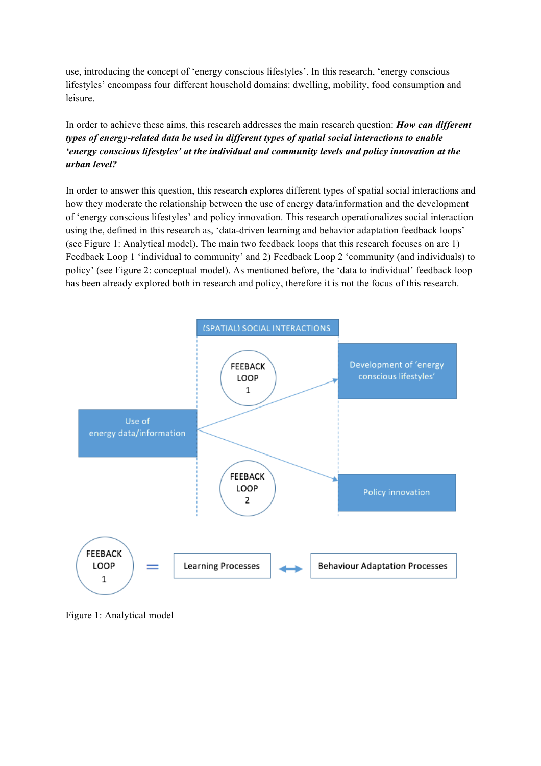use, introducing the concept of 'energy conscious lifestyles'. In this research, 'energy conscious lifestyles' encompass four different household domains: dwelling, mobility, food consumption and leisure.

In order to achieve these aims, this research addresses the main research question: ***How can different types of energy-related data be used in different types of spatial social interactions to enable 'energy conscious lifestyles' at the individual and community levels and policy innovation at the urban level?***

In order to answer this question, this research explores different types of spatial social interactions and how they moderate the relationship between the use of energy data/information and the development of 'energy conscious lifestyles' and policy innovation. This research operationalizes social interaction using the, defined in this research as, 'data-driven learning and behavior adaptation feedback loops' (see Figure 1: Analytical model). The main two feedback loops that this research focuses on are 1) Feedback Loop 1 'individual to community' and 2) Feedback Loop 2 'community (and individuals) to policy' (see Figure 2: conceptual model). As mentioned before, the 'data to individual' feedback loop has been already explored both in research and policy, therefore it is not the focus of this research.

Figure 1: Analytical model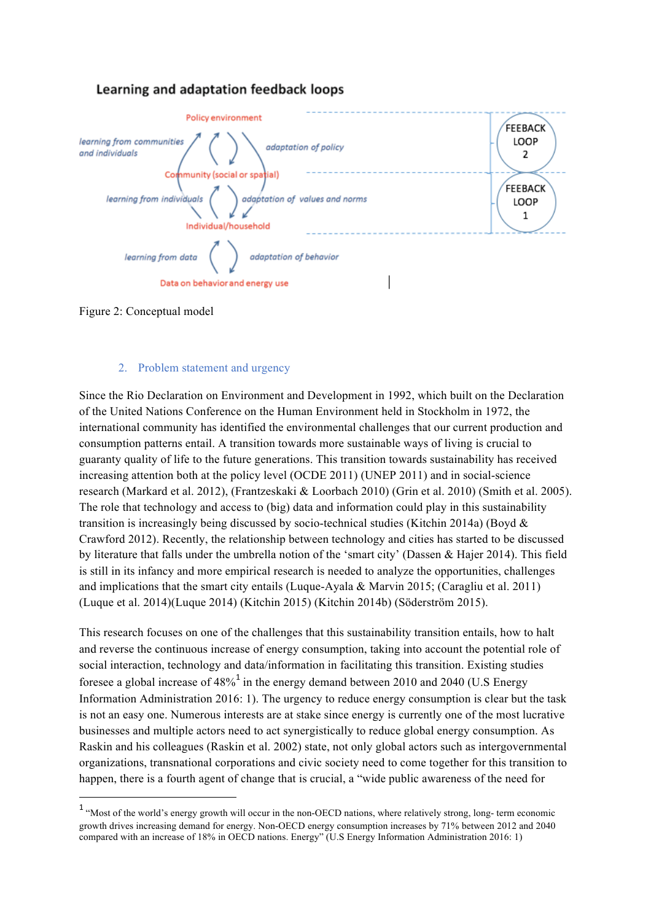**Learning and adaptation feedback loops**

Policy environment

*learning from communities and individuals* — *adaptation of policy*

Community (social or spatial)

*learning from individuals* — *adaptation of values and norms*

Individual/household

*learning from data* — *adaptation of behavior*

Data on behavior and energy use

FEEBACK LOOP 2

FEEBACK LOOP 1

Figure 2: Conceptual model

## 2. Problem statement and urgency

Since the Rio Declaration on Environment and Development in 1992, which built on the Declaration of the United Nations Conference on the Human Environment held in Stockholm in 1972, the international community has identified the environmental challenges that our current production and consumption patterns entail. A transition towards more sustainable ways of living is crucial to guaranty quality of life to the future generations. This transition towards sustainability has received increasing attention both at the policy level (OCDE 2011) (UNEP 2011) and in social-science research (Markard et al. 2012), (Frantzeskaki & Loorbach 2010) (Grin et al. 2010) (Smith et al. 2005). The role that technology and access to (big) data and information could play in this sustainability transition is increasingly being discussed by socio-technical studies (Kitchin 2014a) (Boyd & Crawford 2012). Recently, the relationship between technology and cities has started to be discussed by literature that falls under the umbrella notion of the 'smart city' (Dassen & Hajer 2014). This field is still in its infancy and more empirical research is needed to analyze the opportunities, challenges and implications that the smart city entails (Luque-Ayala & Marvin 2015; (Caragliu et al. 2011) (Luque et al. 2014)(Luque 2014) (Kitchin 2015) (Kitchin 2014b) (Söderström 2015).

This research focuses on one of the challenges that this sustainability transition entails, how to halt and reverse the continuous increase of energy consumption, taking into account the potential role of social interaction, technology and data/information in facilitating this transition. Existing studies foresee a global increase of 48%[1] in the energy demand between 2010 and 2040 (U.S Energy Information Administration 2016: 1). The urgency to reduce energy consumption is clear but the task is not an easy one. Numerous interests are at stake since energy is currently one of the most lucrative businesses and multiple actors need to act synergistically to reduce global energy consumption. As Raskin and his colleagues (Raskin et al. 2002) state, not only global actors such as intergovernmental organizations, transnational corporations and civic society need to come together for this transition to happen, there is a fourth agent of change that is crucial, a "wide public awareness of the need for

---

[1] "Most of the world's energy growth will occur in the non-OECD nations, where relatively strong, long- term economic growth drives increasing demand for energy. Non-OECD energy consumption increases by 71% between 2012 and 2040 compared with an increase of 18% in OECD nations. Energy" (U.S Energy Information Administration 2016: 1)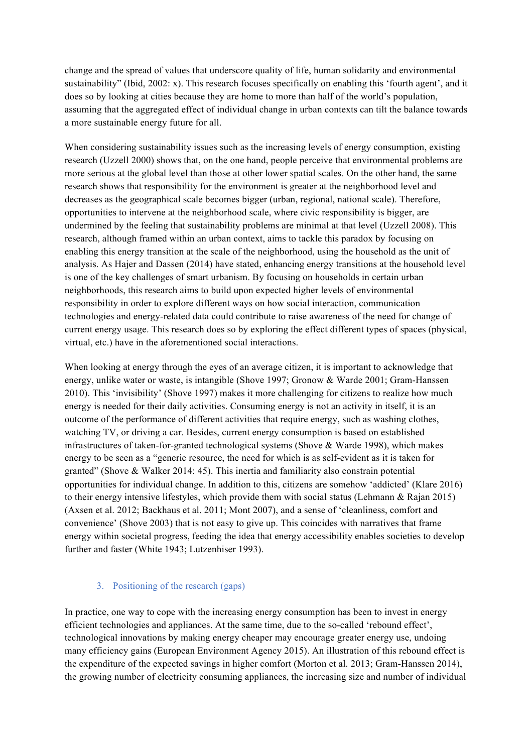change and the spread of values that underscore quality of life, human solidarity and environmental sustainability" (Ibid, 2002: x). This research focuses specifically on enabling this 'fourth agent', and it does so by looking at cities because they are home to more than half of the world's population, assuming that the aggregated effect of individual change in urban contexts can tilt the balance towards a more sustainable energy future for all.

When considering sustainability issues such as the increasing levels of energy consumption, existing research (Uzzell 2000) shows that, on the one hand, people perceive that environmental problems are more serious at the global level than those at other lower spatial scales. On the other hand, the same research shows that responsibility for the environment is greater at the neighborhood level and decreases as the geographical scale becomes bigger (urban, regional, national scale). Therefore, opportunities to intervene at the neighborhood scale, where civic responsibility is bigger, are undermined by the feeling that sustainability problems are minimal at that level (Uzzell 2008). This research, although framed within an urban context, aims to tackle this paradox by focusing on enabling this energy transition at the scale of the neighborhood, using the household as the unit of analysis. As Hajer and Dassen (2014) have stated, enhancing energy transitions at the household level is one of the key challenges of smart urbanism. By focusing on households in certain urban neighborhoods, this research aims to build upon expected higher levels of environmental responsibility in order to explore different ways on how social interaction, communication technologies and energy-related data could contribute to raise awareness of the need for change of current energy usage. This research does so by exploring the effect different types of spaces (physical, virtual, etc.) have in the aforementioned social interactions.

When looking at energy through the eyes of an average citizen, it is important to acknowledge that energy, unlike water or waste, is intangible (Shove 1997; Gronow & Warde 2001; Gram-Hanssen 2010). This 'invisibility' (Shove 1997) makes it more challenging for citizens to realize how much energy is needed for their daily activities. Consuming energy is not an activity in itself, it is an outcome of the performance of different activities that require energy, such as washing clothes, watching TV, or driving a car. Besides, current energy consumption is based on established infrastructures of taken-for-granted technological systems (Shove & Warde 1998), which makes energy to be seen as a "generic resource, the need for which is as self-evident as it is taken for granted" (Shove & Walker 2014: 45). This inertia and familiarity also constrain potential opportunities for individual change. In addition to this, citizens are somehow 'addicted' (Klare 2016) to their energy intensive lifestyles, which provide them with social status (Lehmann & Rajan 2015) (Axsen et al. 2012; Backhaus et al. 2011; Mont 2007), and a sense of 'cleanliness, comfort and convenience' (Shove 2003) that is not easy to give up. This coincides with narratives that frame energy within societal progress, feeding the idea that energy accessibility enables societies to develop further and faster (White 1943; Lutzenhiser 1993).

## 3. Positioning of the research (gaps)

In practice, one way to cope with the increasing energy consumption has been to invest in energy efficient technologies and appliances. At the same time, due to the so-called 'rebound effect', technological innovations by making energy cheaper may encourage greater energy use, undoing many efficiency gains (European Environment Agency 2015). An illustration of this rebound effect is the expenditure of the expected savings in higher comfort (Morton et al. 2013; Gram-Hanssen 2014), the growing number of electricity consuming appliances, the increasing size and number of individual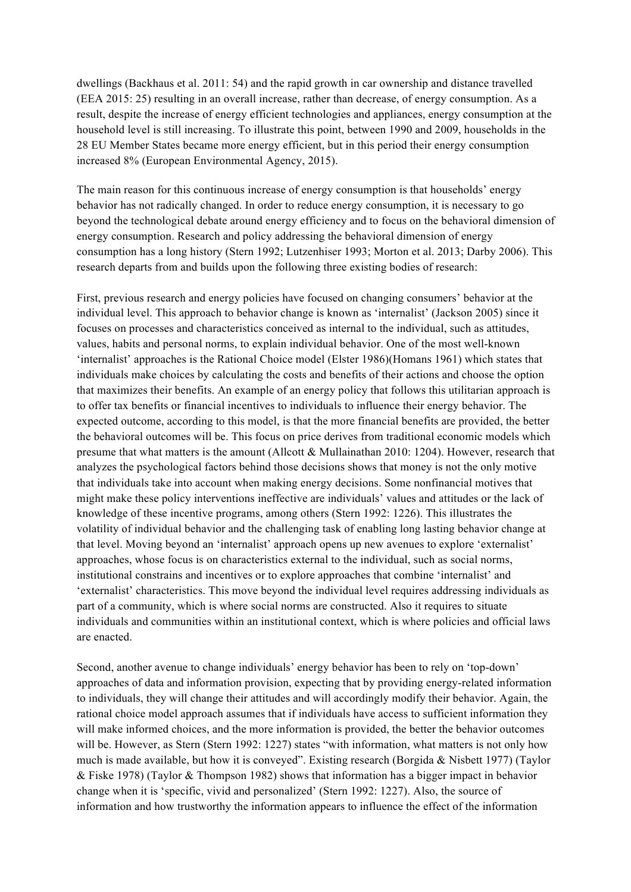dwellings (Backhaus et al. 2011: 54) and the rapid growth in car ownership and distance travelled (EEA 2015: 25) resulting in an overall increase, rather than decrease, of energy consumption. As a result, despite the increase of energy efficient technologies and appliances, energy consumption at the household level is still increasing. To illustrate this point, between 1990 and 2009, households in the 28 EU Member States became more energy efficient, but in this period their energy consumption increased 8% (European Environmental Agency, 2015).

The main reason for this continuous increase of energy consumption is that households' energy behavior has not radically changed. In order to reduce energy consumption, it is necessary to go beyond the technological debate around energy efficiency and to focus on the behavioral dimension of energy consumption. Research and policy addressing the behavioral dimension of energy consumption has a long history (Stern 1992; Lutzenhiser 1993; Morton et al. 2013; Darby 2006). This research departs from and builds upon the following three existing bodies of research:

First, previous research and energy policies have focused on changing consumers' behavior at the individual level. This approach to behavior change is known as 'internalist' (Jackson 2005) since it focuses on processes and characteristics conceived as internal to the individual, such as attitudes, values, habits and personal norms, to explain individual behavior. One of the most well-known 'internalist' approaches is the Rational Choice model (Elster 1986)(Homans 1961) which states that individuals make choices by calculating the costs and benefits of their actions and choose the option that maximizes their benefits. An example of an energy policy that follows this utilitarian approach is to offer tax benefits or financial incentives to individuals to influence their energy behavior. The expected outcome, according to this model, is that the more financial benefits are provided, the better the behavioral outcomes will be. This focus on price derives from traditional economic models which presume that what matters is the amount (Allcott & Mullainathan 2010: 1204). However, research that analyzes the psychological factors behind those decisions shows that money is not the only motive that individuals take into account when making energy decisions. Some nonfinancial motives that might make these policy interventions ineffective are individuals' values and attitudes or the lack of knowledge of these incentive programs, among others (Stern 1992: 1226). This illustrates the volatility of individual behavior and the challenging task of enabling long lasting behavior change at that level. Moving beyond an 'internalist' approach opens up new avenues to explore 'externalist' approaches, whose focus is on characteristics external to the individual, such as social norms, institutional constrains and incentives or to explore approaches that combine 'internalist' and 'externalist' characteristics. This move beyond the individual level requires addressing individuals as part of a community, which is where social norms are constructed. Also it requires to situate individuals and communities within an institutional context, which is where policies and official laws are enacted.

Second, another avenue to change individuals' energy behavior has been to rely on 'top-down' approaches of data and information provision, expecting that by providing energy-related information to individuals, they will change their attitudes and will accordingly modify their behavior. Again, the rational choice model approach assumes that if individuals have access to sufficient information they will make informed choices, and the more information is provided, the better the behavior outcomes will be. However, as Stern (Stern 1992: 1227) states "with information, what matters is not only how much is made available, but how it is conveyed". Existing research (Borgida & Nisbett 1977) (Taylor & Fiske 1978) (Taylor & Thompson 1982) shows that information has a bigger impact in behavior change when it is 'specific, vivid and personalized' (Stern 1992: 1227). Also, the source of information and how trustworthy the information appears to influence the effect of the information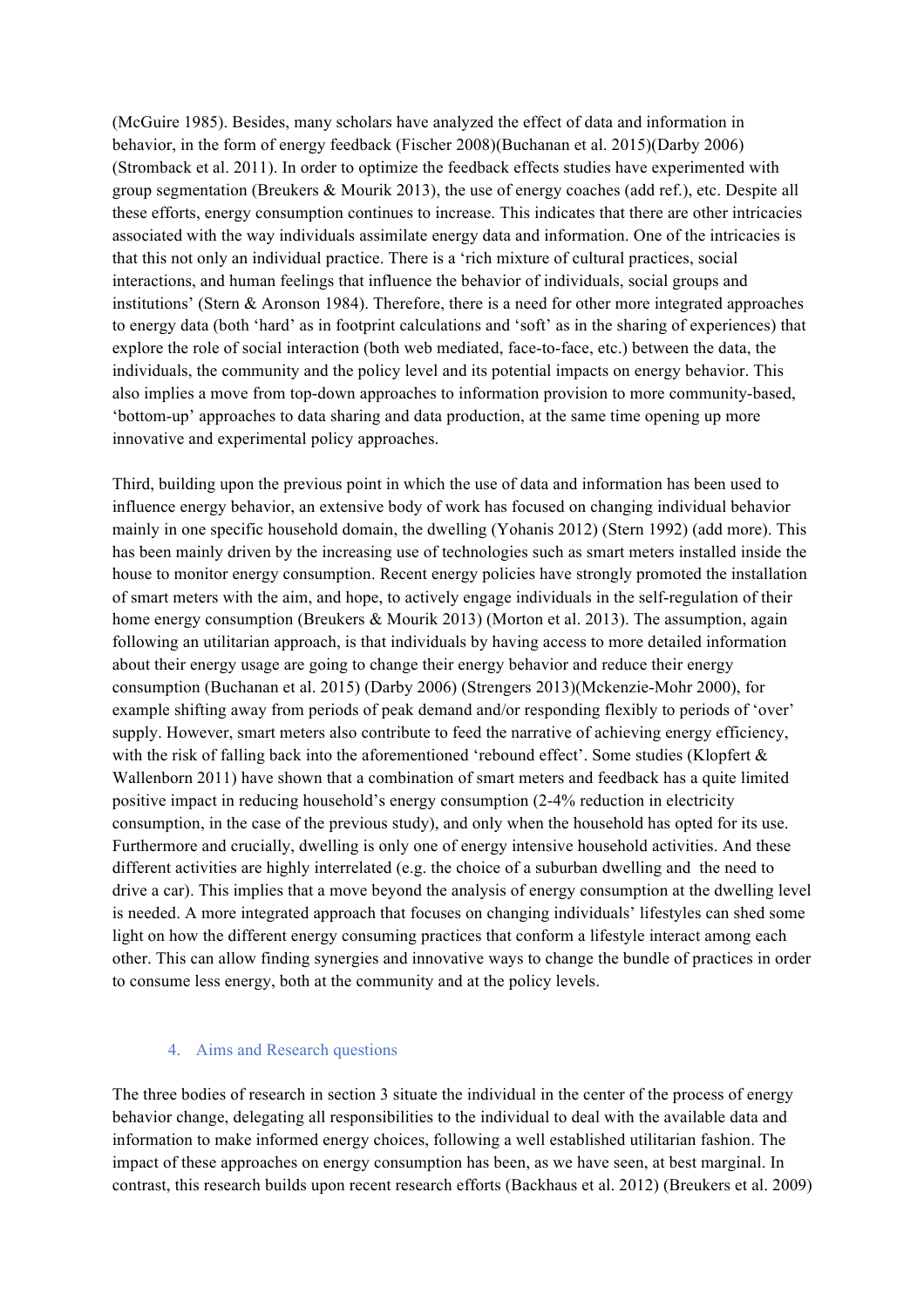(McGuire 1985). Besides, many scholars have analyzed the effect of data and information in behavior, in the form of energy feedback (Fischer 2008)(Buchanan et al. 2015)(Darby 2006) (Stromback et al. 2011). In order to optimize the feedback effects studies have experimented with group segmentation (Breukers & Mourik 2013), the use of energy coaches (add ref.), etc. Despite all these efforts, energy consumption continues to increase. This indicates that there are other intricacies associated with the way individuals assimilate energy data and information. One of the intricacies is that this not only an individual practice. There is a 'rich mixture of cultural practices, social interactions, and human feelings that influence the behavior of individuals, social groups and institutions' (Stern & Aronson 1984). Therefore, there is a need for other more integrated approaches to energy data (both 'hard' as in footprint calculations and 'soft' as in the sharing of experiences) that explore the role of social interaction (both web mediated, face-to-face, etc.) between the data, the individuals, the community and the policy level and its potential impacts on energy behavior. This also implies a move from top-down approaches to information provision to more community-based, 'bottom-up' approaches to data sharing and data production, at the same time opening up more innovative and experimental policy approaches.

Third, building upon the previous point in which the use of data and information has been used to influence energy behavior, an extensive body of work has focused on changing individual behavior mainly in one specific household domain, the dwelling (Yohanis 2012) (Stern 1992) (add more). This has been mainly driven by the increasing use of technologies such as smart meters installed inside the house to monitor energy consumption. Recent energy policies have strongly promoted the installation of smart meters with the aim, and hope, to actively engage individuals in the self-regulation of their home energy consumption (Breukers & Mourik 2013) (Morton et al. 2013). The assumption, again following an utilitarian approach, is that individuals by having access to more detailed information about their energy usage are going to change their energy behavior and reduce their energy consumption (Buchanan et al. 2015) (Darby 2006) (Strengers 2013)(Mckenzie-Mohr 2000), for example shifting away from periods of peak demand and/or responding flexibly to periods of 'over' supply. However, smart meters also contribute to feed the narrative of achieving energy efficiency, with the risk of falling back into the aforementioned 'rebound effect'. Some studies (Klopfert & Wallenborn 2011) have shown that a combination of smart meters and feedback has a quite limited positive impact in reducing household's energy consumption (2-4% reduction in electricity consumption, in the case of the previous study), and only when the household has opted for its use. Furthermore and crucially, dwelling is only one of energy intensive household activities. And these different activities are highly interrelated (e.g. the choice of a suburban dwelling and the need to drive a car). This implies that a move beyond the analysis of energy consumption at the dwelling level is needed. A more integrated approach that focuses on changing individuals' lifestyles can shed some light on how the different energy consuming practices that conform a lifestyle interact among each other. This can allow finding synergies and innovative ways to change the bundle of practices in order to consume less energy, both at the community and at the policy levels.

## 4. Aims and Research questions

The three bodies of research in section 3 situate the individual in the center of the process of energy behavior change, delegating all responsibilities to the individual to deal with the available data and information to make informed energy choices, following a well established utilitarian fashion. The impact of these approaches on energy consumption has been, as we have seen, at best marginal. In contrast, this research builds upon recent research efforts (Backhaus et al. 2012) (Breukers et al. 2009)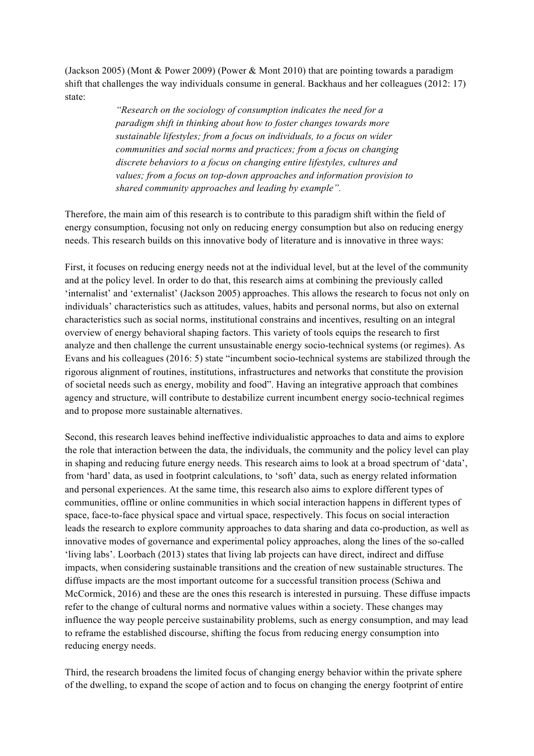(Jackson 2005) (Mont & Power 2009) (Power & Mont 2010) that are pointing towards a paradigm shift that challenges the way individuals consume in general. Backhaus and her colleagues (2012: 17) state:

> *"Research on the sociology of consumption indicates the need for a paradigm shift in thinking about how to foster changes towards more sustainable lifestyles; from a focus on individuals, to a focus on wider communities and social norms and practices; from a focus on changing discrete behaviors to a focus on changing entire lifestyles, cultures and values; from a focus on top-down approaches and information provision to shared community approaches and leading by example".*

Therefore, the main aim of this research is to contribute to this paradigm shift within the field of energy consumption, focusing not only on reducing energy consumption but also on reducing energy needs. This research builds on this innovative body of literature and is innovative in three ways:

First, it focuses on reducing energy needs not at the individual level, but at the level of the community and at the policy level. In order to do that, this research aims at combining the previously called 'internalist' and 'externalist' (Jackson 2005) approaches. This allows the research to focus not only on individuals' characteristics such as attitudes, values, habits and personal norms, but also on external characteristics such as social norms, institutional constrains and incentives, resulting on an integral overview of energy behavioral shaping factors. This variety of tools equips the research to first analyze and then challenge the current unsustainable energy socio-technical systems (or regimes). As Evans and his colleagues (2016: 5) state "incumbent socio-technical systems are stabilized through the rigorous alignment of routines, institutions, infrastructures and networks that constitute the provision of societal needs such as energy, mobility and food". Having an integrative approach that combines agency and structure, will contribute to destabilize current incumbent energy socio-technical regimes and to propose more sustainable alternatives.

Second, this research leaves behind ineffective individualistic approaches to data and aims to explore the role that interaction between the data, the individuals, the community and the policy level can play in shaping and reducing future energy needs. This research aims to look at a broad spectrum of 'data', from 'hard' data, as used in footprint calculations, to 'soft' data, such as energy related information and personal experiences. At the same time, this research also aims to explore different types of communities, offline or online communities in which social interaction happens in different types of space, face-to-face physical space and virtual space, respectively. This focus on social interaction leads the research to explore community approaches to data sharing and data co-production, as well as innovative modes of governance and experimental policy approaches, along the lines of the so-called 'living labs'. Loorbach (2013) states that living lab projects can have direct, indirect and diffuse impacts, when considering sustainable transitions and the creation of new sustainable structures. The diffuse impacts are the most important outcome for a successful transition process (Schiwa and McCormick, 2016) and these are the ones this research is interested in pursuing. These diffuse impacts refer to the change of cultural norms and normative values within a society. These changes may influence the way people perceive sustainability problems, such as energy consumption, and may lead to reframe the established discourse, shifting the focus from reducing energy consumption into reducing energy needs.

Third, the research broadens the limited focus of changing energy behavior within the private sphere of the dwelling, to expand the scope of action and to focus on changing the energy footprint of entire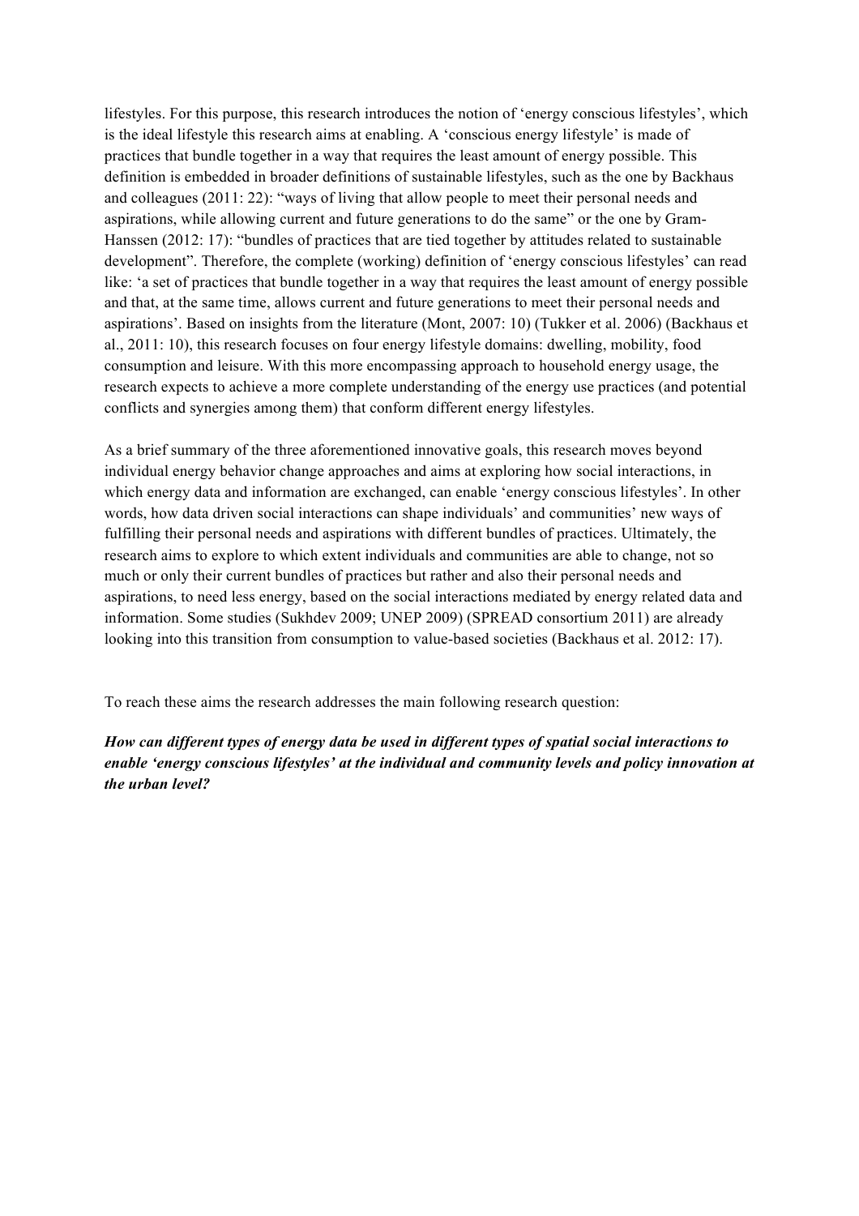lifestyles. For this purpose, this research introduces the notion of 'energy conscious lifestyles', which is the ideal lifestyle this research aims at enabling. A 'conscious energy lifestyle' is made of practices that bundle together in a way that requires the least amount of energy possible. This definition is embedded in broader definitions of sustainable lifestyles, such as the one by Backhaus and colleagues (2011: 22): "ways of living that allow people to meet their personal needs and aspirations, while allowing current and future generations to do the same" or the one by Gram-Hanssen (2012: 17): "bundles of practices that are tied together by attitudes related to sustainable development". Therefore, the complete (working) definition of 'energy conscious lifestyles' can read like: 'a set of practices that bundle together in a way that requires the least amount of energy possible and that, at the same time, allows current and future generations to meet their personal needs and aspirations'. Based on insights from the literature (Mont, 2007: 10) (Tukker et al. 2006) (Backhaus et al., 2011: 10), this research focuses on four energy lifestyle domains: dwelling, mobility, food consumption and leisure. With this more encompassing approach to household energy usage, the research expects to achieve a more complete understanding of the energy use practices (and potential conflicts and synergies among them) that conform different energy lifestyles.

As a brief summary of the three aforementioned innovative goals, this research moves beyond individual energy behavior change approaches and aims at exploring how social interactions, in which energy data and information are exchanged, can enable 'energy conscious lifestyles'. In other words, how data driven social interactions can shape individuals' and communities' new ways of fulfilling their personal needs and aspirations with different bundles of practices. Ultimately, the research aims to explore to which extent individuals and communities are able to change, not so much or only their current bundles of practices but rather and also their personal needs and aspirations, to need less energy, based on the social interactions mediated by energy related data and information. Some studies (Sukhdev 2009; UNEP 2009) (SPREAD consortium 2011) are already looking into this transition from consumption to value-based societies (Backhaus et al. 2012: 17).

To reach these aims the research addresses the main following research question:

***How can different types of energy data be used in different types of spatial social interactions to enable 'energy conscious lifestyles' at the individual and community levels and policy innovation at the urban level?***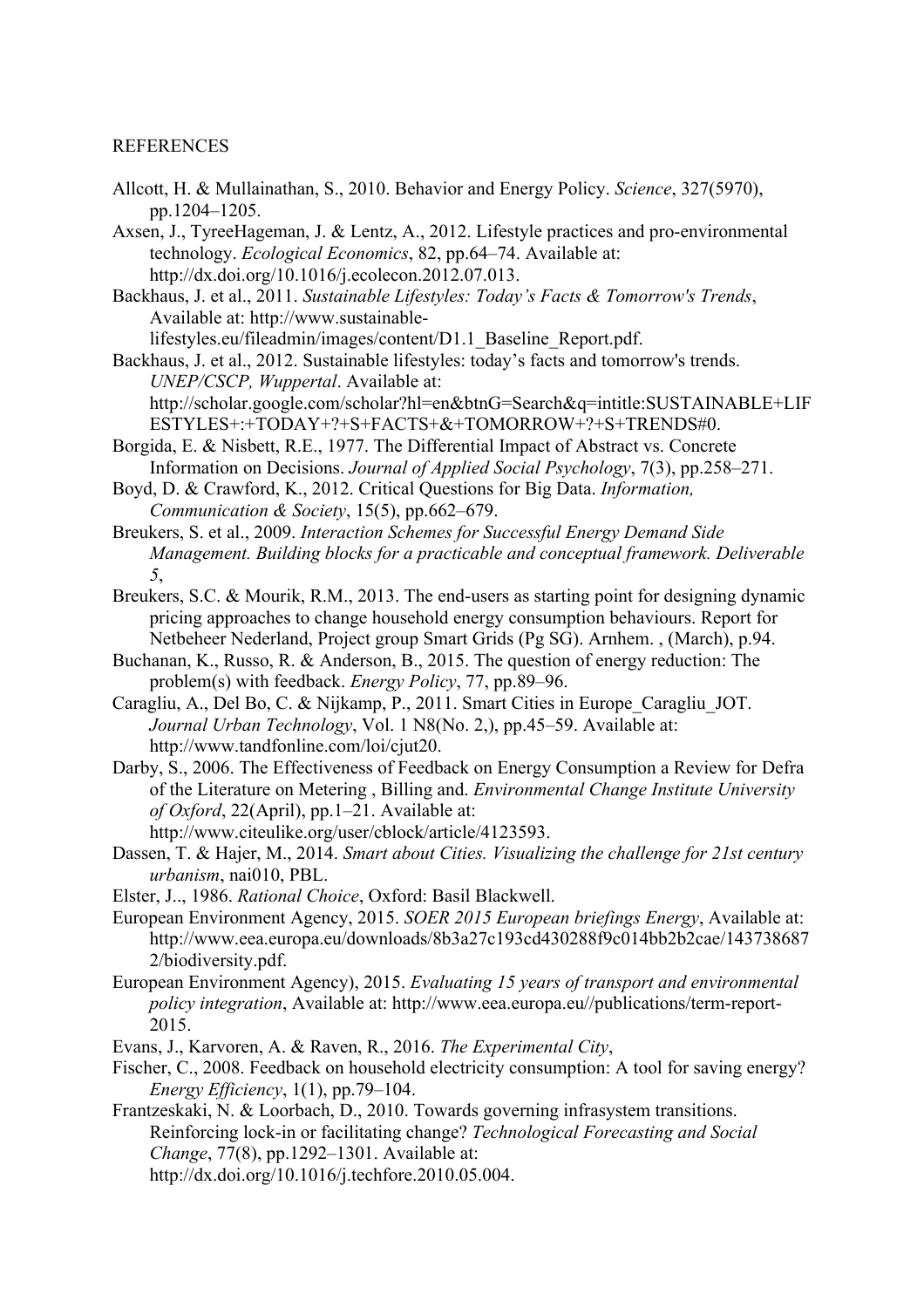REFERENCES

Allcott, H. & Mullainathan, S., 2010. Behavior and Energy Policy. *Science*, 327(5970), pp.1204–1205.

Axsen, J., TyreeHageman, J. & Lentz, A., 2012. Lifestyle practices and pro-environmental technology. *Ecological Economics*, 82, pp.64–74. Available at: http://dx.doi.org/10.1016/j.ecolecon.2012.07.013.

Backhaus, J. et al., 2011. *Sustainable Lifestyles: Today's Facts & Tomorrow's Trends*, Available at: http://www.sustainable-lifestyles.eu/fileadmin/images/content/D1.1_Baseline_Report.pdf.

Backhaus, J. et al., 2012. Sustainable lifestyles: today's facts and tomorrow's trends. *UNEP/CSCP, Wuppertal*. Available at: http://scholar.google.com/scholar?hl=en&btnG=Search&q=intitle:SUSTAINABLE+LIFESTYLES+:+TODAY+?+S+FACTS+&+TOMORROW+?+S+TRENDS#0.

Borgida, E. & Nisbett, R.E., 1977. The Differential Impact of Abstract vs. Concrete Information on Decisions. *Journal of Applied Social Psychology*, 7(3), pp.258–271.

Boyd, D. & Crawford, K., 2012. Critical Questions for Big Data. *Information, Communication & Society*, 15(5), pp.662–679.

Breukers, S. et al., 2009. *Interaction Schemes for Successful Energy Demand Side Management. Building blocks for a practicable and conceptual framework. Deliverable 5*,

Breukers, S.C. & Mourik, R.M., 2013. The end-users as starting point for designing dynamic pricing approaches to change household energy consumption behaviours. Report for Netbeheer Nederland, Project group Smart Grids (Pg SG). Arnhem. , (March), p.94.

Buchanan, K., Russo, R. & Anderson, B., 2015. The question of energy reduction: The problem(s) with feedback. *Energy Policy*, 77, pp.89–96.

Caragliu, A., Del Bo, C. & Nijkamp, P., 2011. Smart Cities in Europe_Caragliu_JOT. *Journal Urban Technology*, Vol. 1 N8(No. 2,), pp.45–59. Available at: http://www.tandfonline.com/loi/cjut20.

Darby, S., 2006. The Effectiveness of Feedback on Energy Consumption a Review for Defra of the Literature on Metering , Billing and. *Environmental Change Institute University of Oxford*, 22(April), pp.1–21. Available at: http://www.citeulike.org/user/cblock/article/4123593.

Dassen, T. & Hajer, M., 2014. *Smart about Cities. Visualizing the challenge for 21st century urbanism*, nai010, PBL.

Elster, J.., 1986. *Rational Choice*, Oxford: Basil Blackwell.

European Environment Agency, 2015. *SOER 2015 European briefings Energy*, Available at: http://www.eea.europa.eu/downloads/8b3a27c193cd430288f9c014bb2b2cae/1437386872/biodiversity.pdf.

European Environment Agency), 2015. *Evaluating 15 years of transport and environmental policy integration*, Available at: http://www.eea.europa.eu//publications/term-report-2015.

Evans, J., Karvoren, A. & Raven, R., 2016. *The Experimental City*,

Fischer, C., 2008. Feedback on household electricity consumption: A tool for saving energy? *Energy Efficiency*, 1(1), pp.79–104.

Frantzeskaki, N. & Loorbach, D., 2010. Towards governing infrasystem transitions. Reinforcing lock-in or facilitating change? *Technological Forecasting and Social Change*, 77(8), pp.1292–1301. Available at: http://dx.doi.org/10.1016/j.techfore.2010.05.004.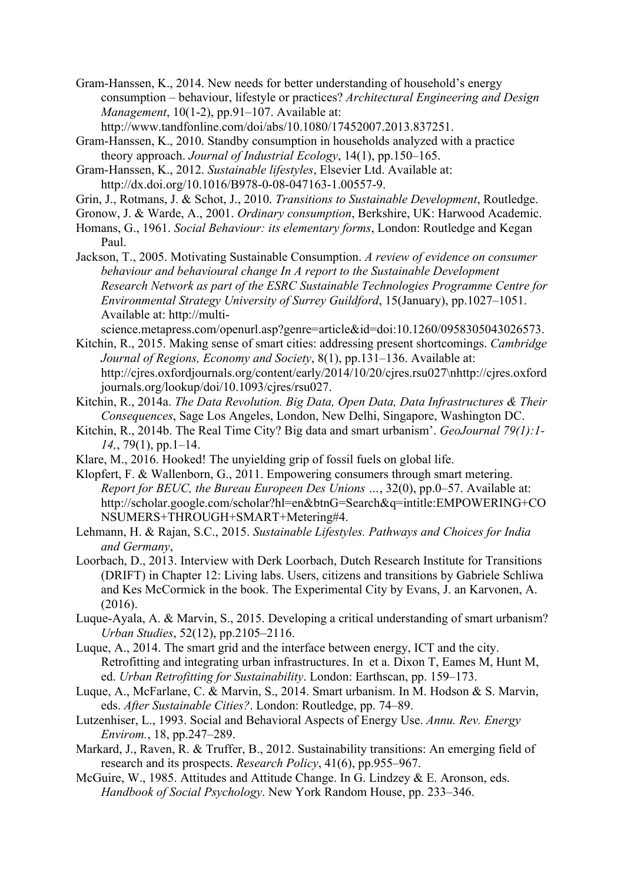Gram-Hanssen, K., 2014. New needs for better understanding of household's energy consumption – behaviour, lifestyle or practices? *Architectural Engineering and Design Management*, 10(1-2), pp.91–107. Available at: http://www.tandfonline.com/doi/abs/10.1080/17452007.2013.837251.

Gram-Hanssen, K., 2010. Standby consumption in households analyzed with a practice theory approach. *Journal of Industrial Ecology*, 14(1), pp.150–165.

Gram-Hanssen, K., 2012. *Sustainable lifestyles*, Elsevier Ltd. Available at: http://dx.doi.org/10.1016/B978-0-08-047163-1.00557-9.

Grin, J., Rotmans, J. & Schot, J., 2010. *Transitions to Sustainable Development*, Routledge.

Gronow, J. & Warde, A., 2001. *Ordinary consumption*, Berkshire, UK: Harwood Academic.

Homans, G., 1961. *Social Behaviour: its elementary forms*, London: Routledge and Kegan Paul.

Jackson, T., 2005. Motivating Sustainable Consumption. *A review of evidence on consumer behaviour and behavioural change In A report to the Sustainable Development Research Network as part of the ESRC Sustainable Technologies Programme Centre for Environmental Strategy University of Surrey Guildford*, 15(January), pp.1027–1051. Available at: http://multi-science.metapress.com/openurl.asp?genre=article&id=doi:10.1260/0958305043026573.

Kitchin, R., 2015. Making sense of smart cities: addressing present shortcomings. *Cambridge Journal of Regions, Economy and Society*, 8(1), pp.131–136. Available at: http://cjres.oxfordjournals.org/content/early/2014/10/20/cjres.rsu027\nhttp://cjres.oxfordjournals.org/lookup/doi/10.1093/cjres/rsu027.

Kitchin, R., 2014a. *The Data Revolution. Big Data, Open Data, Data Infrastructures & Their Consequences*, Sage Los Angeles, London, New Delhi, Singapore, Washington DC.

Kitchin, R., 2014b. The Real Time City? Big data and smart urbanism'. *GeoJournal 79(1):1-14,*, 79(1), pp.1–14.

Klare, M., 2016. Hooked! The unyielding grip of fossil fuels on global life.

Klopfert, F. & Wallenborn, G., 2011. Empowering consumers through smart metering. *Report for BEUC, the Bureau Europeen Des Unions …*, 32(0), pp.0–57. Available at: http://scholar.google.com/scholar?hl=en&btnG=Search&q=intitle:EMPOWERING+CONSUMERS+THROUGH+SMART+Metering#4.

Lehmann, H. & Rajan, S.C., 2015. *Sustainable Lifestyles. Pathways and Choices for India and Germany*,

Loorbach, D., 2013. Interview with Derk Loorbach, Dutch Research Institute for Transitions (DRIFT) in Chapter 12: Living labs. Users, citizens and transitions by Gabriele Schliwa and Kes McCormick in the book. The Experimental City by Evans, J. an Karvonen, A. (2016).

Luque-Ayala, A. & Marvin, S., 2015. Developing a critical understanding of smart urbanism? *Urban Studies*, 52(12), pp.2105–2116.

Luque, A., 2014. The smart grid and the interface between energy, ICT and the city. Retrofitting and integrating urban infrastructures. In et a. Dixon T, Eames M, Hunt M, ed. *Urban Retrofitting for Sustainability*. London: Earthscan, pp. 159–173.

Luque, A., McFarlane, C. & Marvin, S., 2014. Smart urbanism. In M. Hodson & S. Marvin, eds. *After Sustainable Cities?*. London: Routledge, pp. 74–89.

Lutzenhiser, L., 1993. Social and Behavioral Aspects of Energy Use. *Annu. Rev. Energy Envirom.*, 18, pp.247–289.

Markard, J., Raven, R. & Truffer, B., 2012. Sustainability transitions: An emerging field of research and its prospects. *Research Policy*, 41(6), pp.955–967.

McGuire, W., 1985. Attitudes and Attitude Change. In G. Lindzey & E. Aronson, eds. *Handbook of Social Psychology*. New York Random House, pp. 233–346.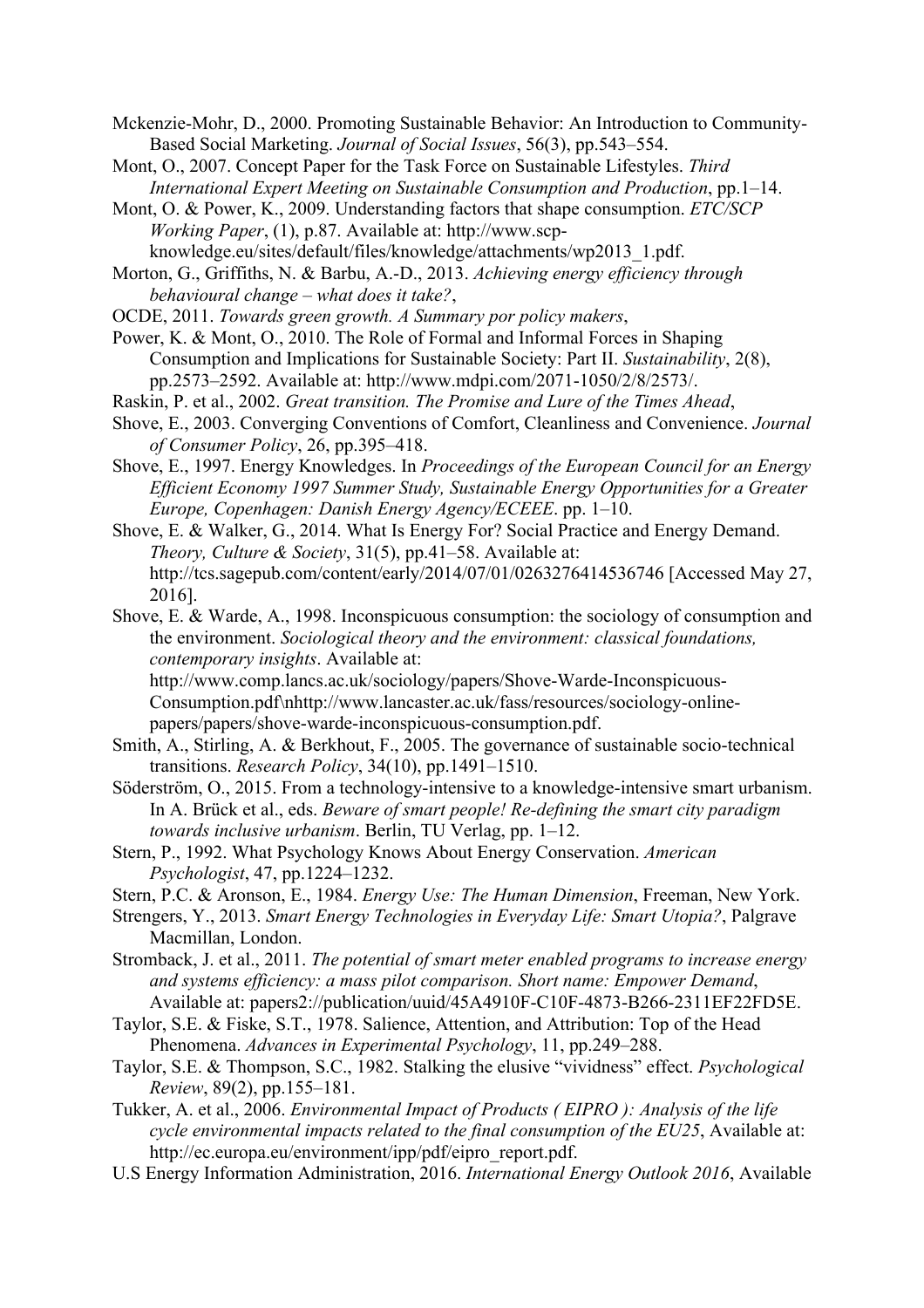Mckenzie-Mohr, D., 2000. Promoting Sustainable Behavior: An Introduction to Community-Based Social Marketing. *Journal of Social Issues*, 56(3), pp.543–554.

Mont, O., 2007. Concept Paper for the Task Force on Sustainable Lifestyles. *Third International Expert Meeting on Sustainable Consumption and Production*, pp.1–14.

Mont, O. & Power, K., 2009. Understanding factors that shape consumption. *ETC/SCP Working Paper*, (1), p.87. Available at: http://www.scp-knowledge.eu/sites/default/files/knowledge/attachments/wp2013_1.pdf.

Morton, G., Griffiths, N. & Barbu, A.-D., 2013. *Achieving energy efficiency through behavioural change – what does it take?*,

OCDE, 2011. *Towards green growth. A Summary por policy makers*,

Power, K. & Mont, O., 2010. The Role of Formal and Informal Forces in Shaping Consumption and Implications for Sustainable Society: Part II. *Sustainability*, 2(8), pp.2573–2592. Available at: http://www.mdpi.com/2071-1050/2/8/2573/.

Raskin, P. et al., 2002. *Great transition. The Promise and Lure of the Times Ahead*,

Shove, E., 2003. Converging Conventions of Comfort, Cleanliness and Convenience. *Journal of Consumer Policy*, 26, pp.395–418.

Shove, E., 1997. Energy Knowledges. In *Proceedings of the European Council for an Energy Efficient Economy 1997 Summer Study, Sustainable Energy Opportunities for a Greater Europe, Copenhagen: Danish Energy Agency/ECEEE*. pp. 1–10.

Shove, E. & Walker, G., 2014. What Is Energy For? Social Practice and Energy Demand. *Theory, Culture & Society*, 31(5), pp.41–58. Available at: http://tcs.sagepub.com/content/early/2014/07/01/0263276414536746 [Accessed May 27, 2016].

Shove, E. & Warde, A., 1998. Inconspicuous consumption: the sociology of consumption and the environment. *Sociological theory and the environment: classical foundations, contemporary insights*. Available at: http://www.comp.lancs.ac.uk/sociology/papers/Shove-Warde-Inconspicuous-Consumption.pdf\nhttp://www.lancaster.ac.uk/fass/resources/sociology-online-papers/papers/shove-warde-inconspicuous-consumption.pdf.

Smith, A., Stirling, A. & Berkhout, F., 2005. The governance of sustainable socio-technical transitions. *Research Policy*, 34(10), pp.1491–1510.

Söderström, O., 2015. From a technology-intensive to a knowledge-intensive smart urbanism. In A. Brück et al., eds. *Beware of smart people! Re-defining the smart city paradigm towards inclusive urbanism*. Berlin, TU Verlag, pp. 1–12.

Stern, P., 1992. What Psychology Knows About Energy Conservation. *American Psychologist*, 47, pp.1224–1232.

Stern, P.C. & Aronson, E., 1984. *Energy Use: The Human Dimension*, Freeman, New York.

Strengers, Y., 2013. *Smart Energy Technologies in Everyday Life: Smart Utopia?*, Palgrave Macmillan, London.

Stromback, J. et al., 2011. *The potential of smart meter enabled programs to increase energy and systems efficiency: a mass pilot comparison. Short name: Empower Demand*, Available at: papers2://publication/uuid/45A4910F-C10F-4873-B266-2311EF22FD5E.

Taylor, S.E. & Fiske, S.T., 1978. Salience, Attention, and Attribution: Top of the Head Phenomena. *Advances in Experimental Psychology*, 11, pp.249–288.

Taylor, S.E. & Thompson, S.C., 1982. Stalking the elusive "vividness" effect. *Psychological Review*, 89(2), pp.155–181.

Tukker, A. et al., 2006. *Environmental Impact of Products ( EIPRO ): Analysis of the life cycle environmental impacts related to the final consumption of the EU25*, Available at: http://ec.europa.eu/environment/ipp/pdf/eipro_report.pdf.

U.S Energy Information Administration, 2016. *International Energy Outlook 2016*, Available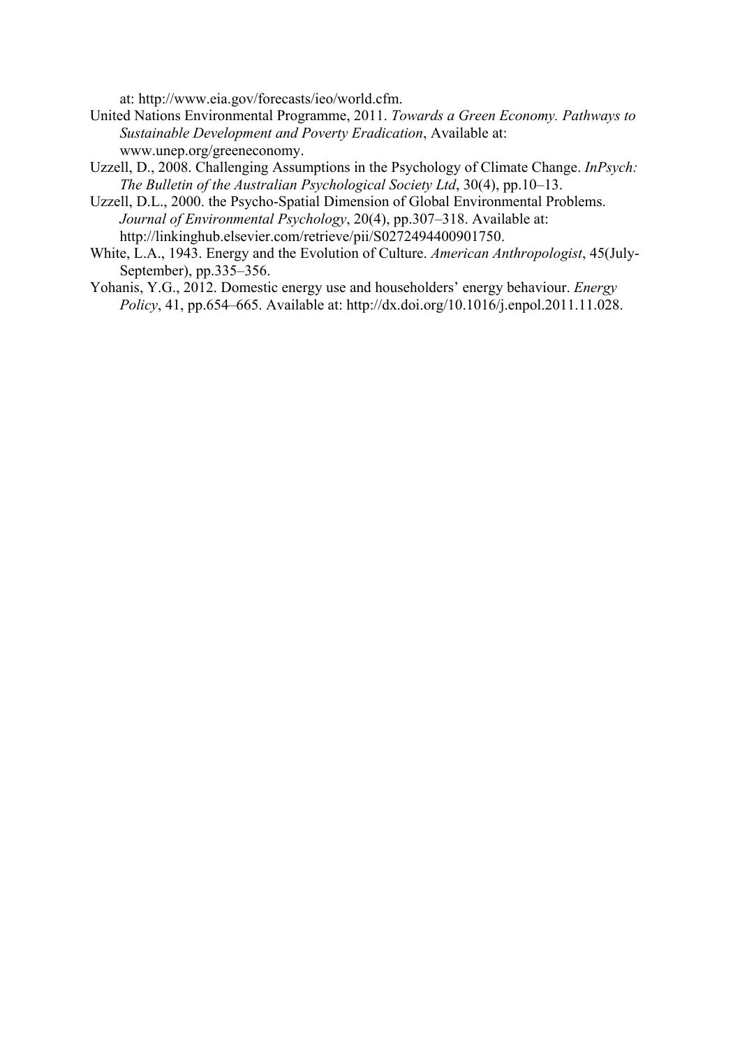at: http://www.eia.gov/forecasts/ieo/world.cfm.

United Nations Environmental Programme, 2011. *Towards a Green Economy. Pathways to Sustainable Development and Poverty Eradication*, Available at: www.unep.org/greeneconomy.

Uzzell, D., 2008. Challenging Assumptions in the Psychology of Climate Change. *InPsych: The Bulletin of the Australian Psychological Society Ltd*, 30(4), pp.10–13.

Uzzell, D.L., 2000. the Psycho-Spatial Dimension of Global Environmental Problems. *Journal of Environmental Psychology*, 20(4), pp.307–318. Available at: http://linkinghub.elsevier.com/retrieve/pii/S0272494400901750.

White, L.A., 1943. Energy and the Evolution of Culture. *American Anthropologist*, 45(July-September), pp.335–356.

Yohanis, Y.G., 2012. Domestic energy use and householders' energy behaviour. *Energy Policy*, 41, pp.654–665. Available at: http://dx.doi.org/10.1016/j.enpol.2011.11.028.